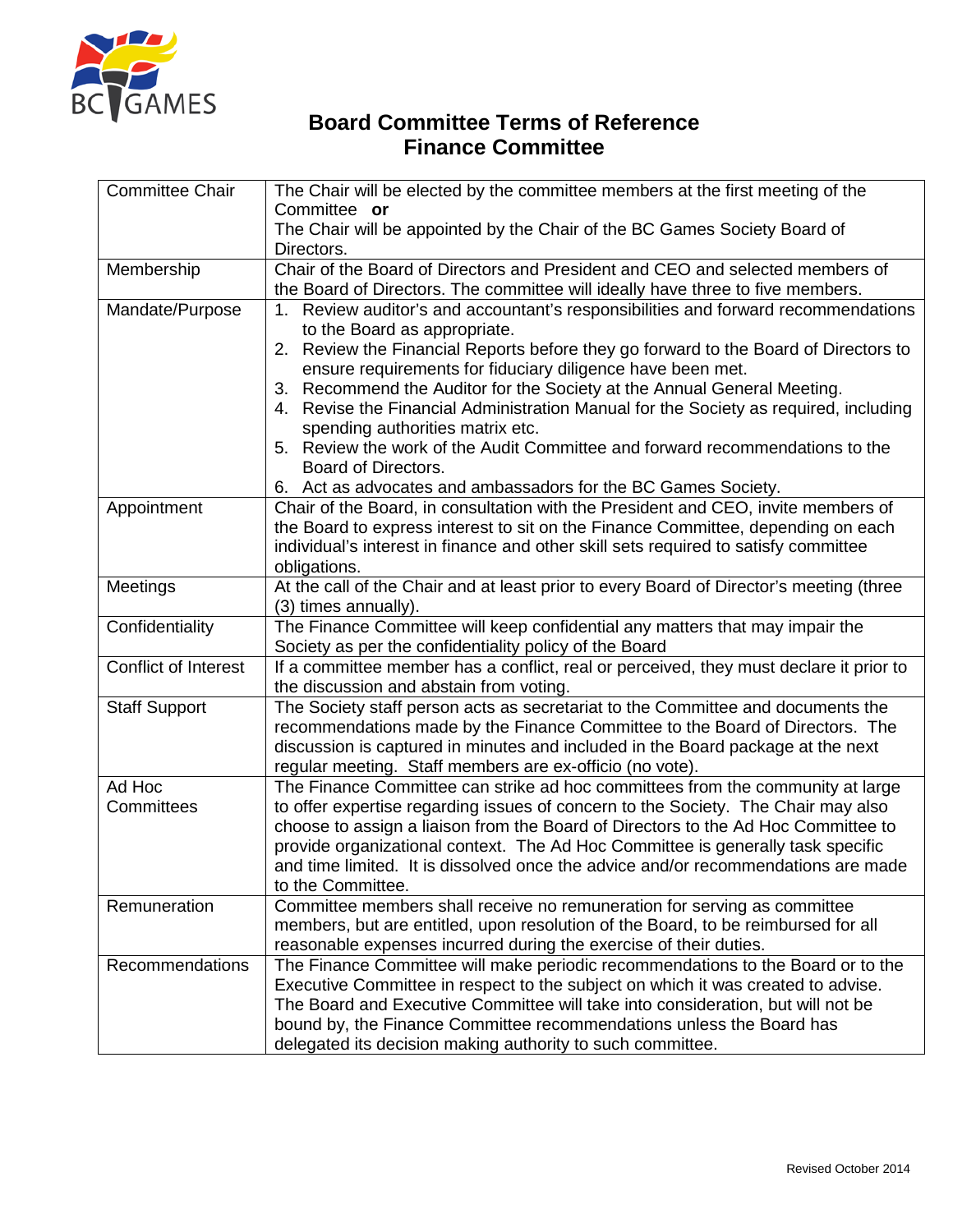# Board Committee Terms of Reference
## Finance Committee

| | |
|---|---|
| Committee Chair | The Chair will be elected by the committee members at the first meeting of the Committee **or**<br>The Chair will be appointed by the Chair of the BC Games Society Board of Directors. |
| Membership | Chair of the Board of Directors and President and CEO and selected members of the Board of Directors. The committee will ideally have three to five members. |
| Mandate/Purpose | 1. Review auditor's and accountant's responsibilities and forward recommendations to the Board as appropriate.<br>2. Review the Financial Reports before they go forward to the Board of Directors to ensure requirements for fiduciary diligence have been met.<br>3. Recommend the Auditor for the Society at the Annual General Meeting.<br>4. Revise the Financial Administration Manual for the Society as required, including spending authorities matrix etc.<br>5. Review the work of the Audit Committee and forward recommendations to the Board of Directors.<br>6. Act as advocates and ambassadors for the BC Games Society. |
| Appointment | Chair of the Board, in consultation with the President and CEO, invite members of the Board to express interest to sit on the Finance Committee, depending on each individual's interest in finance and other skill sets required to satisfy committee obligations. |
| Meetings | At the call of the Chair and at least prior to every Board of Director's meeting (three (3) times annually). |
| Confidentiality | The Finance Committee will keep confidential any matters that may impair the Society as per the confidentiality policy of the Board |
| Conflict of Interest | If a committee member has a conflict, real or perceived, they must declare it prior to the discussion and abstain from voting. |
| Staff Support | The Society staff person acts as secretariat to the Committee and documents the recommendations made by the Finance Committee to the Board of Directors. The discussion is captured in minutes and included in the Board package at the next regular meeting. Staff members are ex-officio (no vote). |
| Ad Hoc Committees | The Finance Committee can strike ad hoc committees from the community at large to offer expertise regarding issues of concern to the Society. The Chair may also choose to assign a liaison from the Board of Directors to the Ad Hoc Committee to provide organizational context. The Ad Hoc Committee is generally task specific and time limited. It is dissolved once the advice and/or recommendations are made to the Committee. |
| Remuneration | Committee members shall receive no remuneration for serving as committee members, but are entitled, upon resolution of the Board, to be reimbursed for all reasonable expenses incurred during the exercise of their duties. |
| Recommendations | The Finance Committee will make periodic recommendations to the Board or to the Executive Committee in respect to the subject on which it was created to advise. The Board and Executive Committee will take into consideration, but will not be bound by, the Finance Committee recommendations unless the Board has delegated its decision making authority to such committee. |

Revised October 2014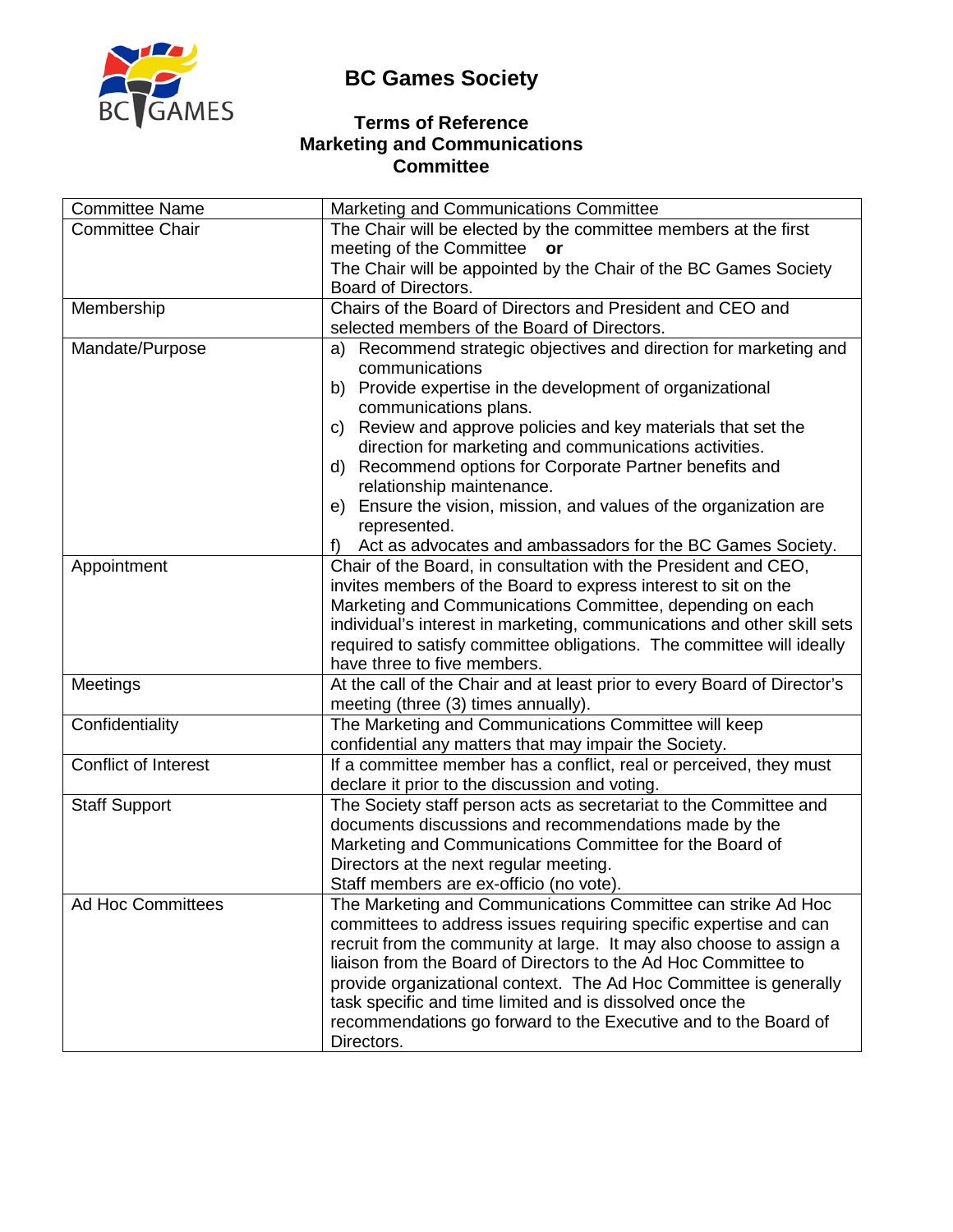# BC Games Society

## Terms of Reference Marketing and Communications Committee

| Committee Name | Marketing and Communications Committee |
|---|---|
| Committee Chair | The Chair will be elected by the committee members at the first meeting of the Committee **or**<br>The Chair will be appointed by the Chair of the BC Games Society Board of Directors. |
| Membership | Chairs of the Board of Directors and President and CEO and selected members of the Board of Directors. |
| Mandate/Purpose | a) Recommend strategic objectives and direction for marketing and communications<br>b) Provide expertise in the development of organizational communications plans.<br>c) Review and approve policies and key materials that set the direction for marketing and communications activities.<br>d) Recommend options for Corporate Partner benefits and relationship maintenance.<br>e) Ensure the vision, mission, and values of the organization are represented.<br>f) Act as advocates and ambassadors for the BC Games Society. |
| Appointment | Chair of the Board, in consultation with the President and CEO, invites members of the Board to express interest to sit on the Marketing and Communications Committee, depending on each individual's interest in marketing, communications and other skill sets required to satisfy committee obligations. The committee will ideally have three to five members. |
| Meetings | At the call of the Chair and at least prior to every Board of Director's meeting (three (3) times annually). |
| Confidentiality | The Marketing and Communications Committee will keep confidential any matters that may impair the Society. |
| Conflict of Interest | If a committee member has a conflict, real or perceived, they must declare it prior to the discussion and voting. |
| Staff Support | The Society staff person acts as secretariat to the Committee and documents discussions and recommendations made by the Marketing and Communications Committee for the Board of Directors at the next regular meeting.<br>Staff members are ex-officio (no vote). |
| Ad Hoc Committees | The Marketing and Communications Committee can strike Ad Hoc committees to address issues requiring specific expertise and can recruit from the community at large. It may also choose to assign a liaison from the Board of Directors to the Ad Hoc Committee to provide organizational context. The Ad Hoc Committee is generally task specific and time limited and is dissolved once the recommendations go forward to the Executive and to the Board of Directors. |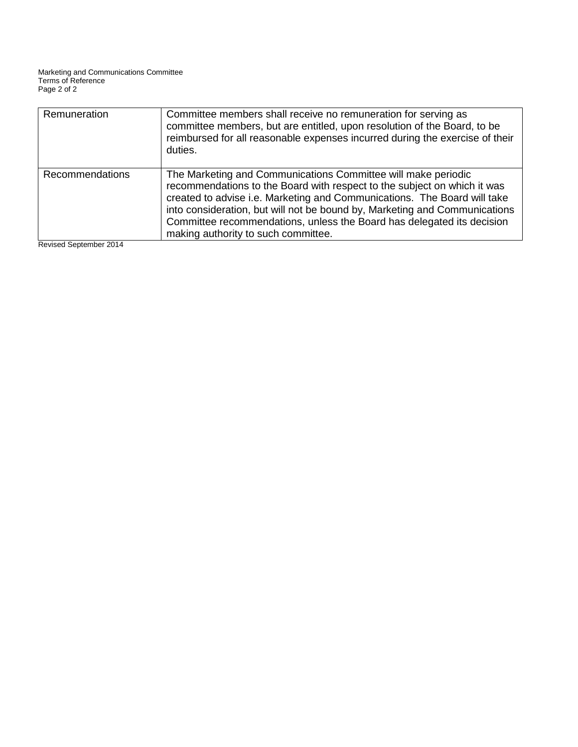| Remuneration | Committee members shall receive no remuneration for serving as committee members, but are entitled, upon resolution of the Board, to be reimbursed for all reasonable expenses incurred during the exercise of their duties. |
|---|---|
| Recommendations | The Marketing and Communications Committee will make periodic recommendations to the Board with respect to the subject on which it was created to advise i.e. Marketing and Communications.  The Board will take into consideration, but will not be bound by, Marketing and Communications Committee recommendations, unless the Board has delegated its decision making authority to such committee. |

Revised September 2014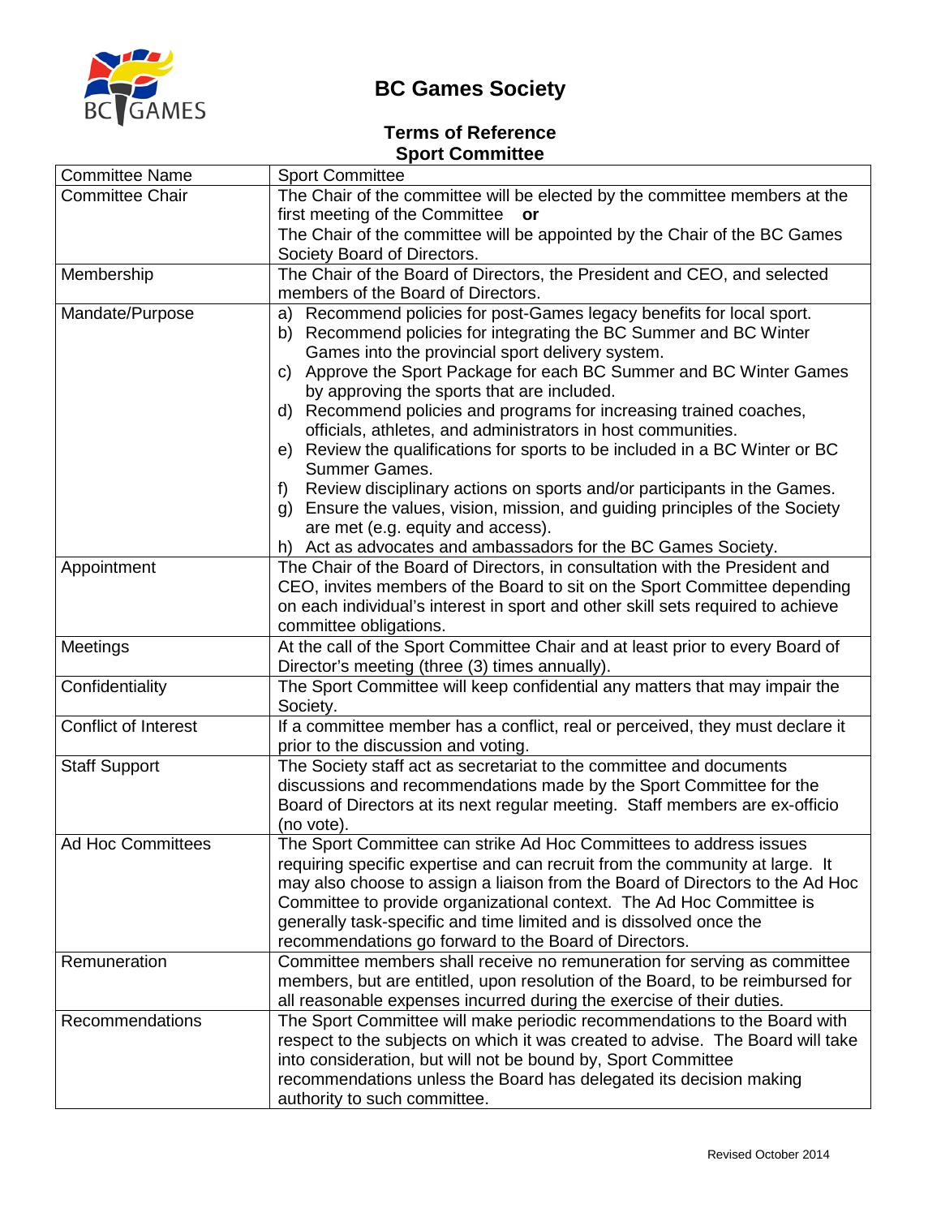# BC Games Society

## Terms of Reference
## Sport Committee

| | |
|---|---|
| Committee Name | Sport Committee |
| Committee Chair | The Chair of the committee will be elected by the committee members at the first meeting of the Committee **or**<br>The Chair of the committee will be appointed by the Chair of the BC Games Society Board of Directors. |
| Membership | The Chair of the Board of Directors, the President and CEO, and selected members of the Board of Directors. |
| Mandate/Purpose | a) Recommend policies for post-Games legacy benefits for local sport.<br>b) Recommend policies for integrating the BC Summer and BC Winter Games into the provincial sport delivery system.<br>c) Approve the Sport Package for each BC Summer and BC Winter Games by approving the sports that are included.<br>d) Recommend policies and programs for increasing trained coaches, officials, athletes, and administrators in host communities.<br>e) Review the qualifications for sports to be included in a BC Winter or BC Summer Games.<br>f) Review disciplinary actions on sports and/or participants in the Games.<br>g) Ensure the values, vision, mission, and guiding principles of the Society are met (e.g. equity and access).<br>h) Act as advocates and ambassadors for the BC Games Society. |
| Appointment | The Chair of the Board of Directors, in consultation with the President and CEO, invites members of the Board to sit on the Sport Committee depending on each individual's interest in sport and other skill sets required to achieve committee obligations. |
| Meetings | At the call of the Sport Committee Chair and at least prior to every Board of Director's meeting (three (3) times annually). |
| Confidentiality | The Sport Committee will keep confidential any matters that may impair the Society. |
| Conflict of Interest | If a committee member has a conflict, real or perceived, they must declare it prior to the discussion and voting. |
| Staff Support | The Society staff act as secretariat to the committee and documents discussions and recommendations made by the Sport Committee for the Board of Directors at its next regular meeting. Staff members are ex-officio (no vote). |
| Ad Hoc Committees | The Sport Committee can strike Ad Hoc Committees to address issues requiring specific expertise and can recruit from the community at large. It may also choose to assign a liaison from the Board of Directors to the Ad Hoc Committee to provide organizational context. The Ad Hoc Committee is generally task-specific and time limited and is dissolved once the recommendations go forward to the Board of Directors. |
| Remuneration | Committee members shall receive no remuneration for serving as committee members, but are entitled, upon resolution of the Board, to be reimbursed for all reasonable expenses incurred during the exercise of their duties. |
| Recommendations | The Sport Committee will make periodic recommendations to the Board with respect to the subjects on which it was created to advise. The Board will take into consideration, but will not be bound by, Sport Committee recommendations unless the Board has delegated its decision making authority to such committee. |

Revised October 2014